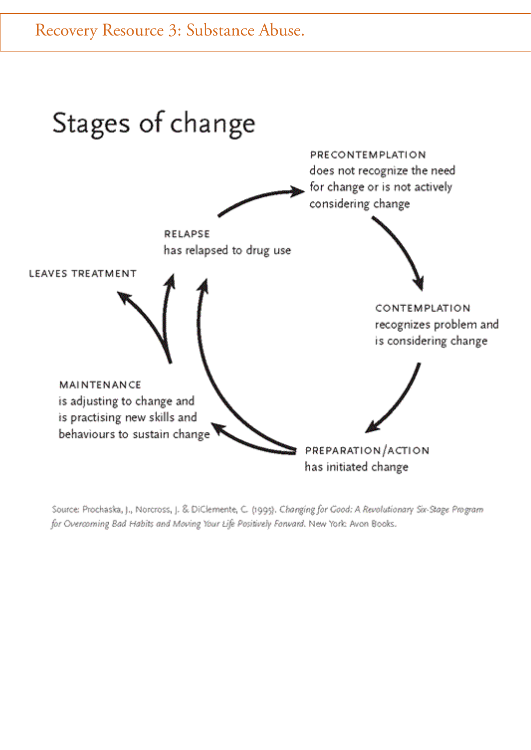# Recovery Resource 3: Substance Abuse.

## Stages of change

**PRECONTEMPLATION**
does not recognize the need for change or is not actively considering change

**CONTEMPLATION**
recognizes problem and is considering change

**PREPARATION/ACTION**
has initiated change

**MAINTENANCE**
is adjusting to change and is practising new skills and behaviours to sustain change

**RELAPSE**
has relapsed to drug use

**LEAVES TREATMENT**

Source: Prochaska, J., Norcross, J. & DiClemente, C. (1995). *Changing for Good: A Revolutionary Six-Stage Program for Overcoming Bad Habits and Moving Your Life Positively Forward*. New York: Avon Books.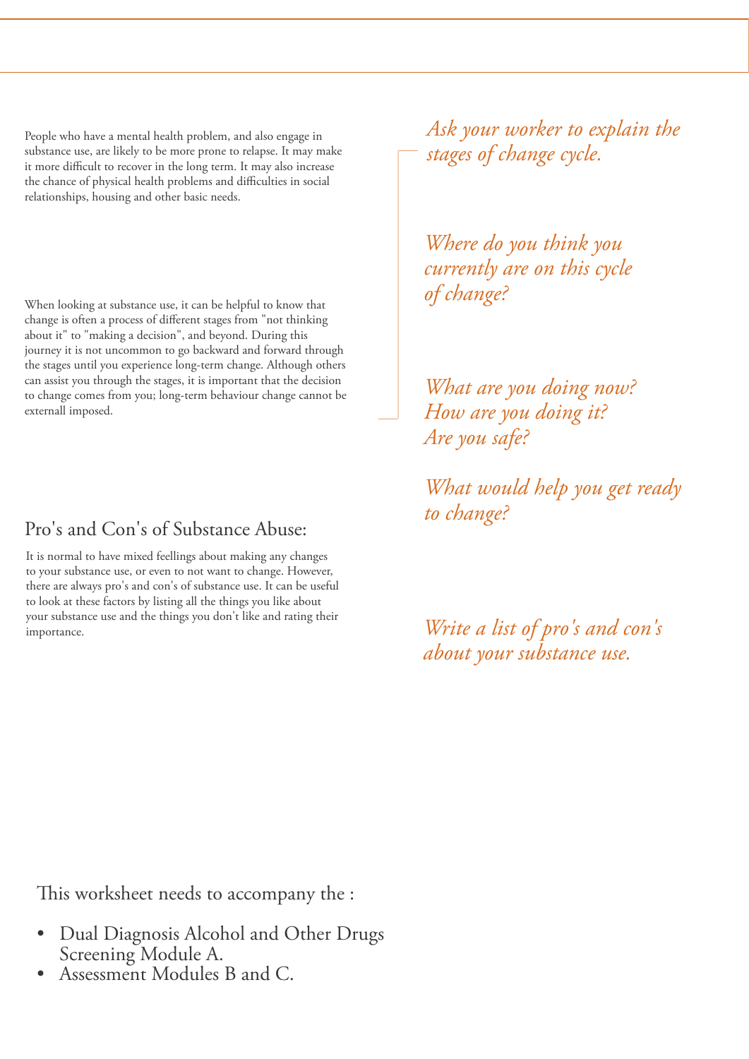People who have a mental health problem, and also engage in substance use, are likely to be more prone to relapse. It may make it more difficult to recover in the long term. It may also increase the chance of physical health problems and difficulties in social relationships, housing and other basic needs.

When looking at substance use, it can be helpful to know that change is often a process of different stages from "not thinking about it" to "making a decision", and beyond. During this journey it is not uncommon to go backward and forward through the stages until you experience long-term change. Although others can assist you through the stages, it is important that the decision to change comes from you; long-term behaviour change cannot be externall imposed.

*Ask your worker to explain the stages of change cycle.*

*Where do you think you currently are on this cycle of change?*

*What are you doing now? How are you doing it? Are you safe?*

*What would help you get ready to change?*

## Pro's and Con's of Substance Abuse:

It is normal to have mixed feellings about making any changes to your substance use, or even to not want to change. However, there are always pro's and con's of substance use. It can be useful to look at these factors by listing all the things you like about your substance use and the things you don't like and rating their importance.

*Write a list of pro's and con's about your substance use.*

This worksheet needs to accompany the :

- Dual Diagnosis Alcohol and Other Drugs Screening Module A.
- Assessment Modules B and C.